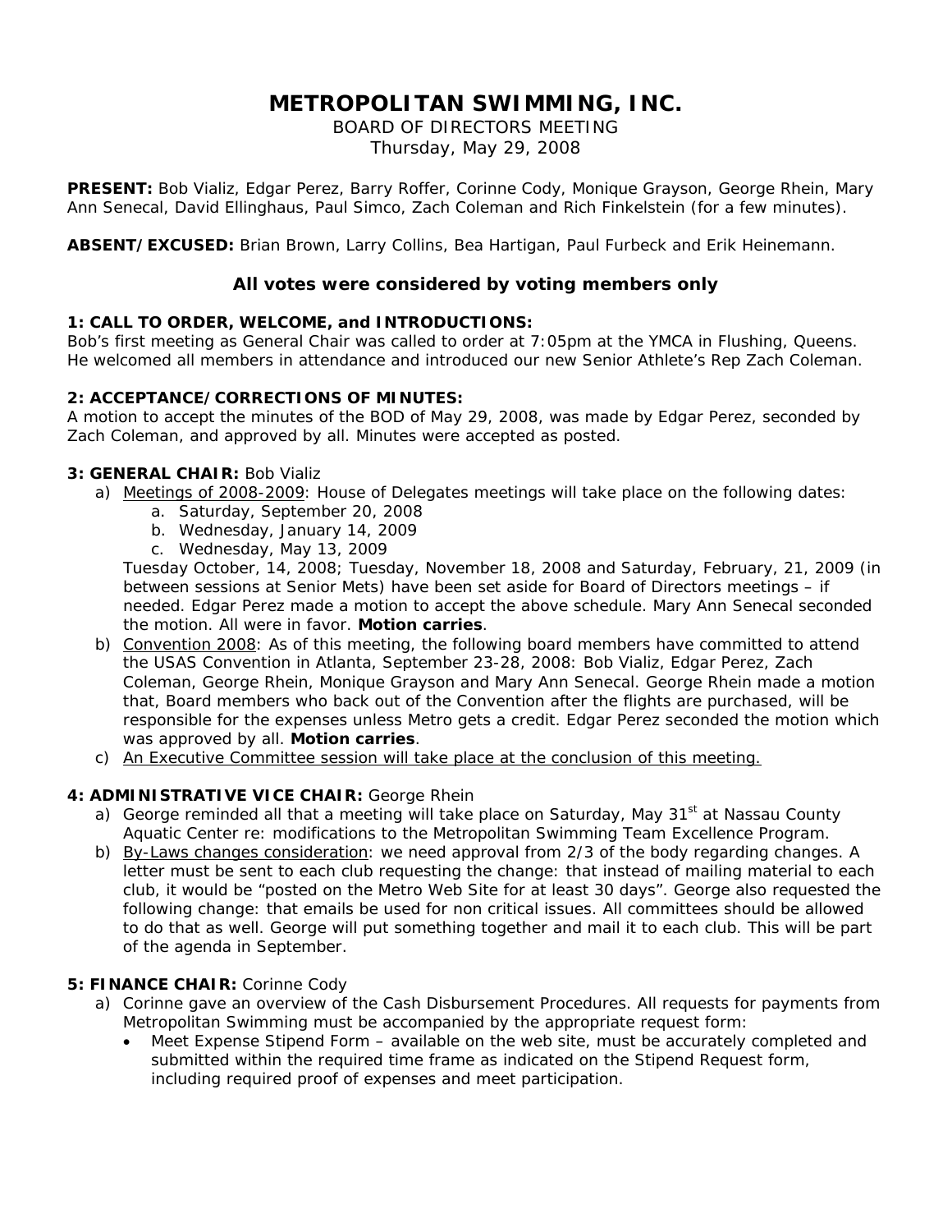# METROPOLITAN SWIMMING, INC.

BOARD OF DIRECTORS MEETING
Thursday, May 29, 2008

**PRESENT:** Bob Vializ, Edgar Perez, Barry Roffer, Corinne Cody, Monique Grayson, George Rhein, Mary Ann Senecal, David Ellinghaus, Paul Simco, Zach Coleman and Rich Finkelstein (for a few minutes).

**ABSENT/EXCUSED:** Brian Brown, Larry Collins, Bea Hartigan, Paul Furbeck and Erik Heinemann.

### All votes were considered by voting members only

**1: CALL TO ORDER, WELCOME, and INTRODUCTIONS:**
Bob's first meeting as General Chair was called to order at 7:05pm at the YMCA in Flushing, Queens. He welcomed all members in attendance and introduced our new Senior Athlete's Rep Zach Coleman.

**2: ACCEPTANCE/CORRECTIONS OF MINUTES:**
A motion to accept the minutes of the BOD of May 29, 2008, was made by Edgar Perez, seconded by Zach Coleman, and approved by all. Minutes were accepted as posted.

**3: GENERAL CHAIR:** Bob Vializ

a) Meetings of 2008-2009: House of Delegates meetings will take place on the following dates:
   a. Saturday, September 20, 2008
   b. Wednesday, January 14, 2009
   c. Wednesday, May 13, 2009

   Tuesday October, 14, 2008; Tuesday, November 18, 2008 and Saturday, February, 21, 2009 (in between sessions at Senior Mets) have been set aside for Board of Directors meetings – if needed. Edgar Perez made a motion to accept the above schedule. Mary Ann Senecal seconded the motion. All were in favor. **Motion carries**.
b) Convention 2008: As of this meeting, the following board members have committed to attend the USAS Convention in Atlanta, September 23-28, 2008: Bob Vializ, Edgar Perez, Zach Coleman, George Rhein, Monique Grayson and Mary Ann Senecal. George Rhein made a motion that, Board members who back out of the Convention after the flights are purchased, will be responsible for the expenses unless Metro gets a credit. Edgar Perez seconded the motion which was approved by all. **Motion carries**.
c) An Executive Committee session will take place at the conclusion of this meeting.

**4: ADMINISTRATIVE VICE CHAIR:** George Rhein

a) George reminded all that a meeting will take place on Saturday, May 31st at Nassau County Aquatic Center re: modifications to the Metropolitan Swimming Team Excellence Program.
b) By-Laws changes consideration: we need approval from 2/3 of the body regarding changes. A letter must be sent to each club requesting the change: that instead of mailing material to each club, it would be "posted on the Metro Web Site for at least 30 days". George also requested the following change: that emails be used for non critical issues. All committees should be allowed to do that as well. George will put something together and mail it to each club. This will be part of the agenda in September.

**5: FINANCE CHAIR:** Corinne Cody

a) Corinne gave an overview of the Cash Disbursement Procedures. All requests for payments from Metropolitan Swimming must be accompanied by the appropriate request form:
   - Meet Expense Stipend Form – available on the web site, must be accurately completed and submitted within the required time frame as indicated on the Stipend Request form, including required proof of expenses and meet participation.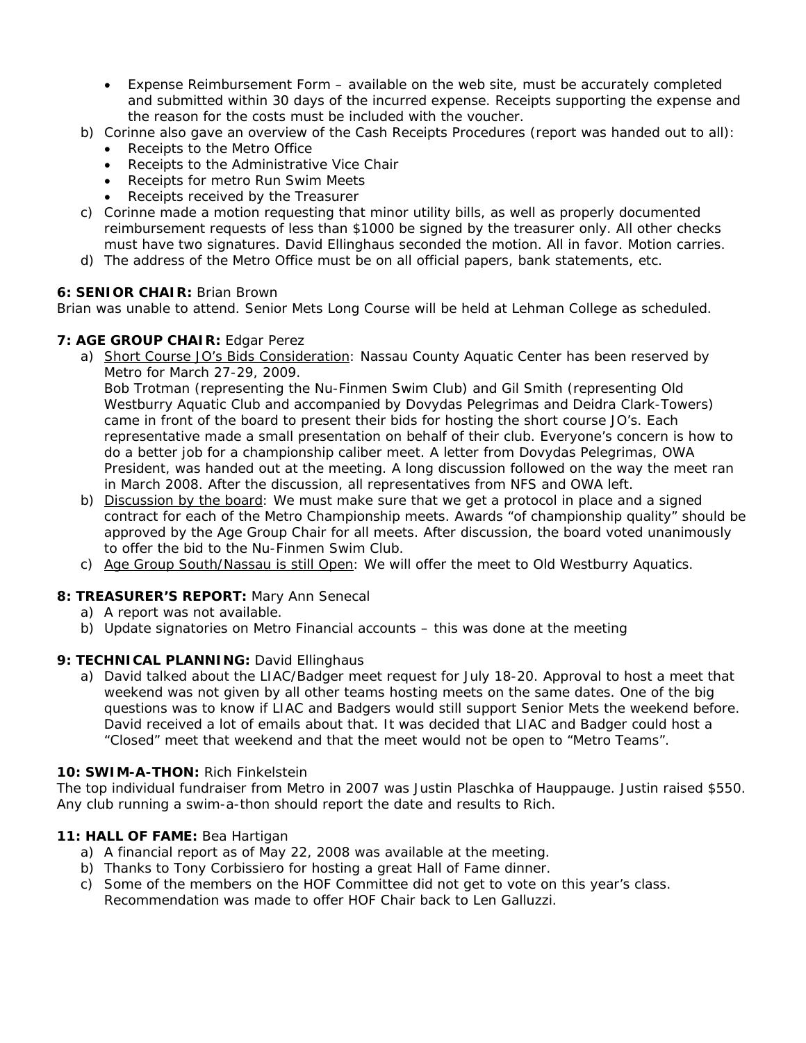- Expense Reimbursement Form – available on the web site, must be accurately completed and submitted within 30 days of the incurred expense. Receipts supporting the expense and the reason for the costs must be included with the voucher.

b) Corinne also gave an overview of the Cash Receipts Procedures (report was handed out to all):
   - Receipts to the Metro Office
   - Receipts to the Administrative Vice Chair
   - Receipts for metro Run Swim Meets
   - Receipts received by the Treasurer

c) Corinne made a motion requesting that minor utility bills, as well as properly documented reimbursement requests of less than $1000 be signed by the treasurer only. All other checks must have two signatures. David Ellinghaus seconded the motion. All in favor. Motion carries.

d) The address of the Metro Office must be on all official papers, bank statements, etc.

**6: SENIOR CHAIR:** Brian Brown

Brian was unable to attend. Senior Mets Long Course will be held at Lehman College as scheduled.

**7: AGE GROUP CHAIR:** Edgar Perez

a) Short Course JO's Bids Consideration: Nassau County Aquatic Center has been reserved by Metro for March 27-29, 2009.
   Bob Trotman (representing the Nu-Finmen Swim Club) and Gil Smith (representing Old Westburry Aquatic Club and accompanied by Dovydas Pelegrimas and Deidra Clark-Towers) came in front of the board to present their bids for hosting the short course JO's. Each representative made a small presentation on behalf of their club. Everyone's concern is how to do a better job for a championship caliber meet. A letter from Dovydas Pelegrimas, OWA President, was handed out at the meeting. A long discussion followed on the way the meet ran in March 2008. After the discussion, all representatives from NFS and OWA left.

b) Discussion by the board: We must make sure that we get a protocol in place and a signed contract for each of the Metro Championship meets. Awards "of championship quality" should be approved by the Age Group Chair for all meets. After discussion, the board voted unanimously to offer the bid to the Nu-Finmen Swim Club.

c) Age Group South/Nassau is still Open: We will offer the meet to Old Westburry Aquatics.

**8: TREASURER'S REPORT:** Mary Ann Senecal

a) A report was not available.
b) Update signatories on Metro Financial accounts – this was done at the meeting

**9: TECHNICAL PLANNING:** David Ellinghaus

a) David talked about the LIAC/Badger meet request for July 18-20. Approval to host a meet that weekend was not given by all other teams hosting meets on the same dates. One of the big questions was to know if LIAC and Badgers would still support Senior Mets the weekend before. David received a lot of emails about that. It was decided that LIAC and Badger could host a "Closed" meet that weekend and that the meet would not be open to "Metro Teams".

**10: SWIM-A-THON:** Rich Finkelstein

The top individual fundraiser from Metro in 2007 was Justin Plaschka of Hauppauge. Justin raised $550. Any club running a swim-a-thon should report the date and results to Rich.

**11: HALL OF FAME:** Bea Hartigan

a) A financial report as of May 22, 2008 was available at the meeting.
b) Thanks to Tony Corbissiero for hosting a great Hall of Fame dinner.
c) Some of the members on the HOF Committee did not get to vote on this year's class. Recommendation was made to offer HOF Chair back to Len Galluzzi.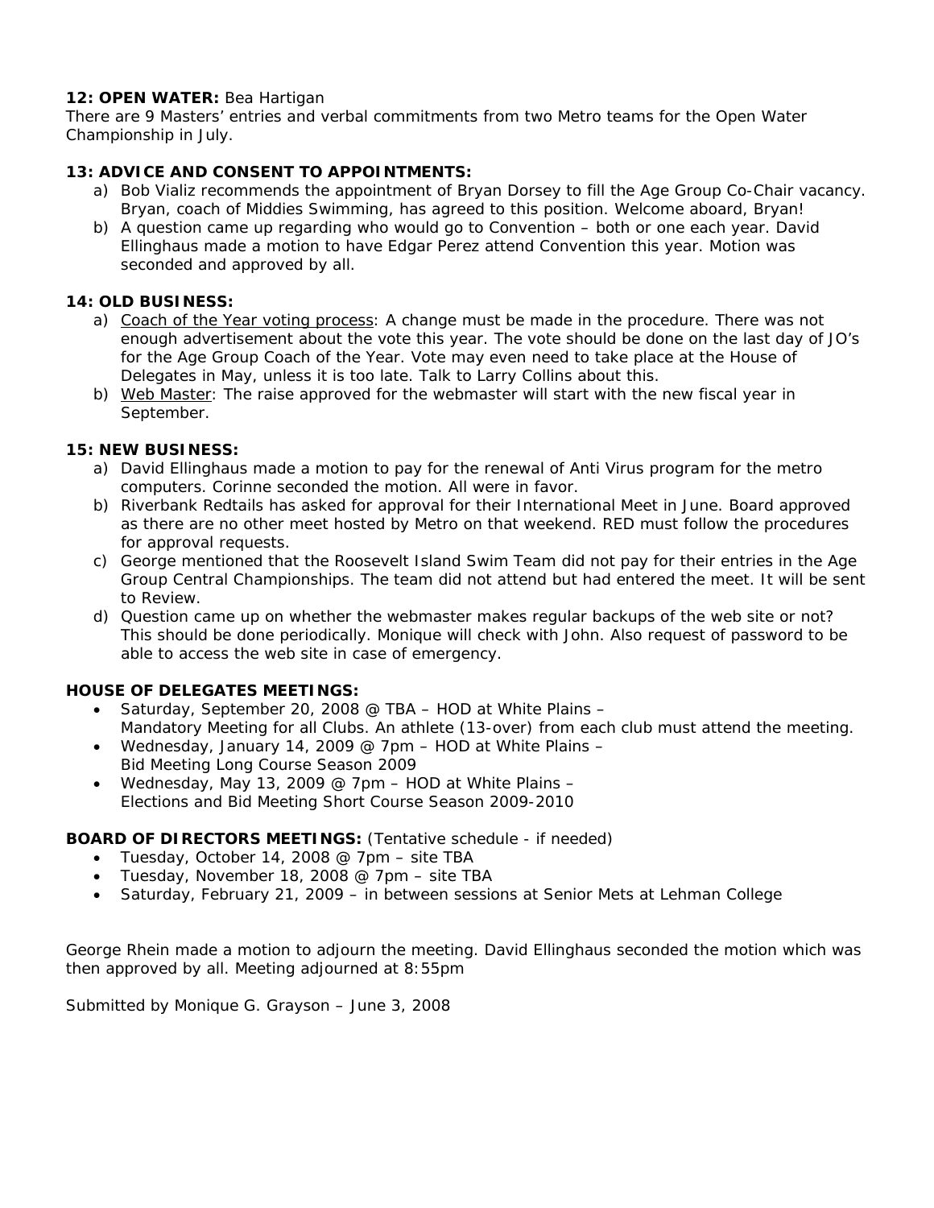**12: OPEN WATER:** Bea Hartigan

There are 9 Masters' entries and verbal commitments from two Metro teams for the Open Water Championship in July.

**13: ADVICE AND CONSENT TO APPOINTMENTS:**

a) Bob Vializ recommends the appointment of Bryan Dorsey to fill the Age Group Co-Chair vacancy. Bryan, coach of Middies Swimming, has agreed to this position. Welcome aboard, Bryan!

b) A question came up regarding who would go to Convention – both or one each year. David Ellinghaus made a motion to have Edgar Perez attend Convention this year. Motion was seconded and approved by all.

**14: OLD BUSINESS:**

a) <u>Coach of the Year voting process</u>: A change must be made in the procedure. There was not enough advertisement about the vote this year. The vote should be done on the last day of JO's for the Age Group Coach of the Year. Vote may even need to take place at the House of Delegates in May, unless it is too late. Talk to Larry Collins about this.

b) <u>Web Master</u>: The raise approved for the webmaster will start with the new fiscal year in September.

**15: NEW BUSINESS:**

a) David Ellinghaus made a motion to pay for the renewal of Anti Virus program for the metro computers. Corinne seconded the motion. All were in favor.

b) Riverbank Redtails has asked for approval for their International Meet in June. Board approved as there are no other meet hosted by Metro on that weekend. RED must follow the procedures for approval requests.

c) George mentioned that the Roosevelt Island Swim Team did not pay for their entries in the Age Group Central Championships. The team did not attend but had entered the meet. It will be sent to Review.

d) Question came up on whether the webmaster makes regular backups of the web site or not? This should be done periodically. Monique will check with John. Also request of password to be able to access the web site in case of emergency.

**HOUSE OF DELEGATES MEETINGS:**

- Saturday, September 20, 2008 @ TBA – HOD at White Plains –
  Mandatory Meeting for all Clubs. An athlete (13-over) from each club must attend the meeting.
- Wednesday, January 14, 2009 @ 7pm – HOD at White Plains –
  Bid Meeting Long Course Season 2009
- Wednesday, May 13, 2009 @ 7pm – HOD at White Plains –
  Elections and Bid Meeting Short Course Season 2009-2010

**BOARD OF DIRECTORS MEETINGS:** (Tentative schedule - if needed)

- Tuesday, October 14, 2008 @ 7pm – site TBA
- Tuesday, November 18, 2008 @ 7pm – site TBA
- Saturday, February 21, 2009 – in between sessions at Senior Mets at Lehman College

George Rhein made a motion to adjourn the meeting. David Ellinghaus seconded the motion which was then approved by all. Meeting adjourned at 8:55pm

Submitted by Monique G. Grayson – June 3, 2008